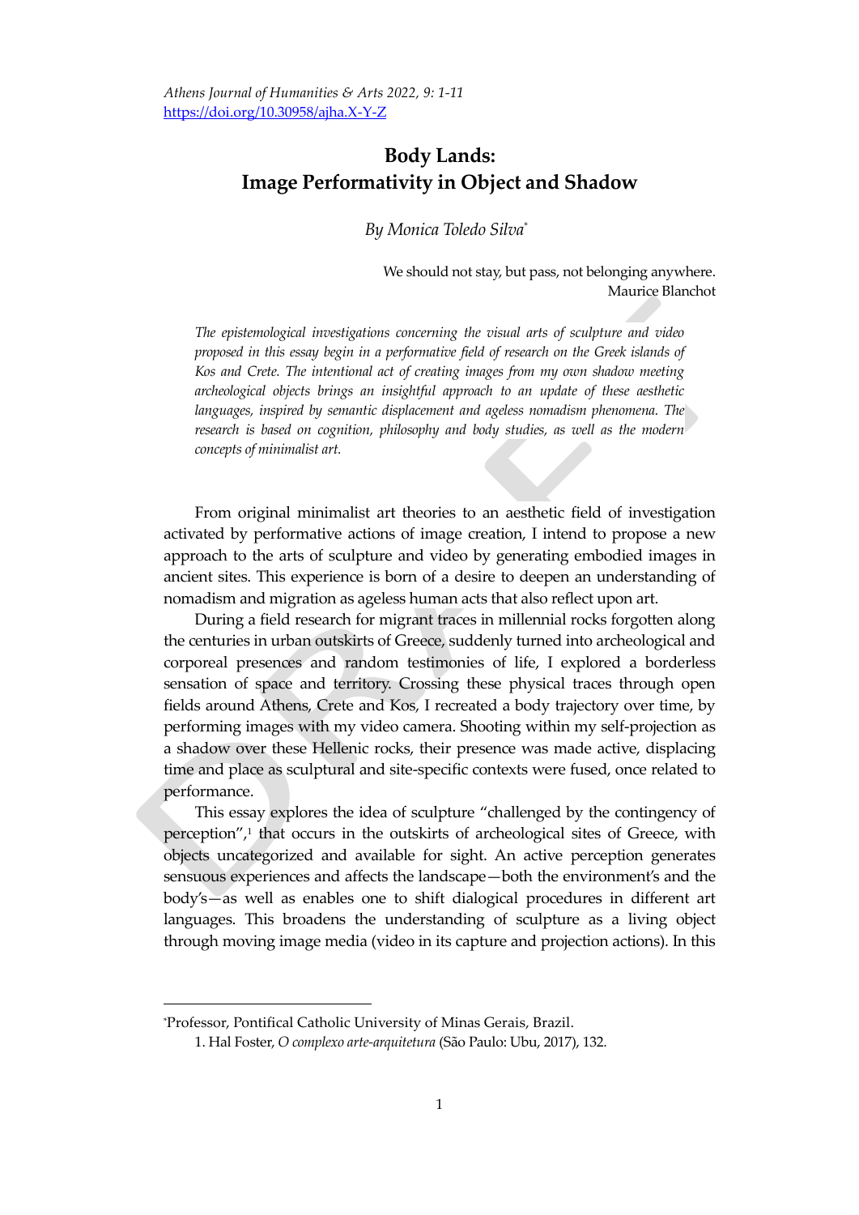# Body Lands: Image Performativity in Object and Shadow

*By Monica Toledo Silva*[*]

We should not stay, but pass, not belonging anywhere.
Maurice Blanchot

*The epistemological investigations concerning the visual arts of sculpture and video proposed in this essay begin in a performative field of research on the Greek islands of Kos and Crete. The intentional act of creating images from my own shadow meeting archeological objects brings an insightful approach to an update of these aesthetic languages, inspired by semantic displacement and ageless nomadism phenomena. The research is based on cognition, philosophy and body studies, as well as the modern concepts of minimalist art.*

From original minimalist art theories to an aesthetic field of investigation activated by performative actions of image creation, I intend to propose a new approach to the arts of sculpture and video by generating embodied images in ancient sites. This experience is born of a desire to deepen an understanding of nomadism and migration as ageless human acts that also reflect upon art.

During a field research for migrant traces in millennial rocks forgotten along the centuries in urban outskirts of Greece, suddenly turned into archeological and corporeal presences and random testimonies of life, I explored a borderless sensation of space and territory. Crossing these physical traces through open fields around Athens, Crete and Kos, I recreated a body trajectory over time, by performing images with my video camera. Shooting within my self-projection as a shadow over these Hellenic rocks, their presence was made active, displacing time and place as sculptural and site-specific contexts were fused, once related to performance.

This essay explores the idea of sculpture "challenged by the contingency of perception",[1] that occurs in the outskirts of archeological sites of Greece, with objects uncategorized and available for sight. An active perception generates sensuous experiences and affects the landscape—both the environment's and the body's—as well as enables one to shift dialogical procedures in different art languages. This broadens the understanding of sculpture as a living object through moving image media (video in its capture and projection actions). In this

---

[*]Professor, Pontifical Catholic University of Minas Gerais, Brazil.

1. Hal Foster, *O complexo arte-arquitetura* (São Paulo: Ubu, 2017), 132.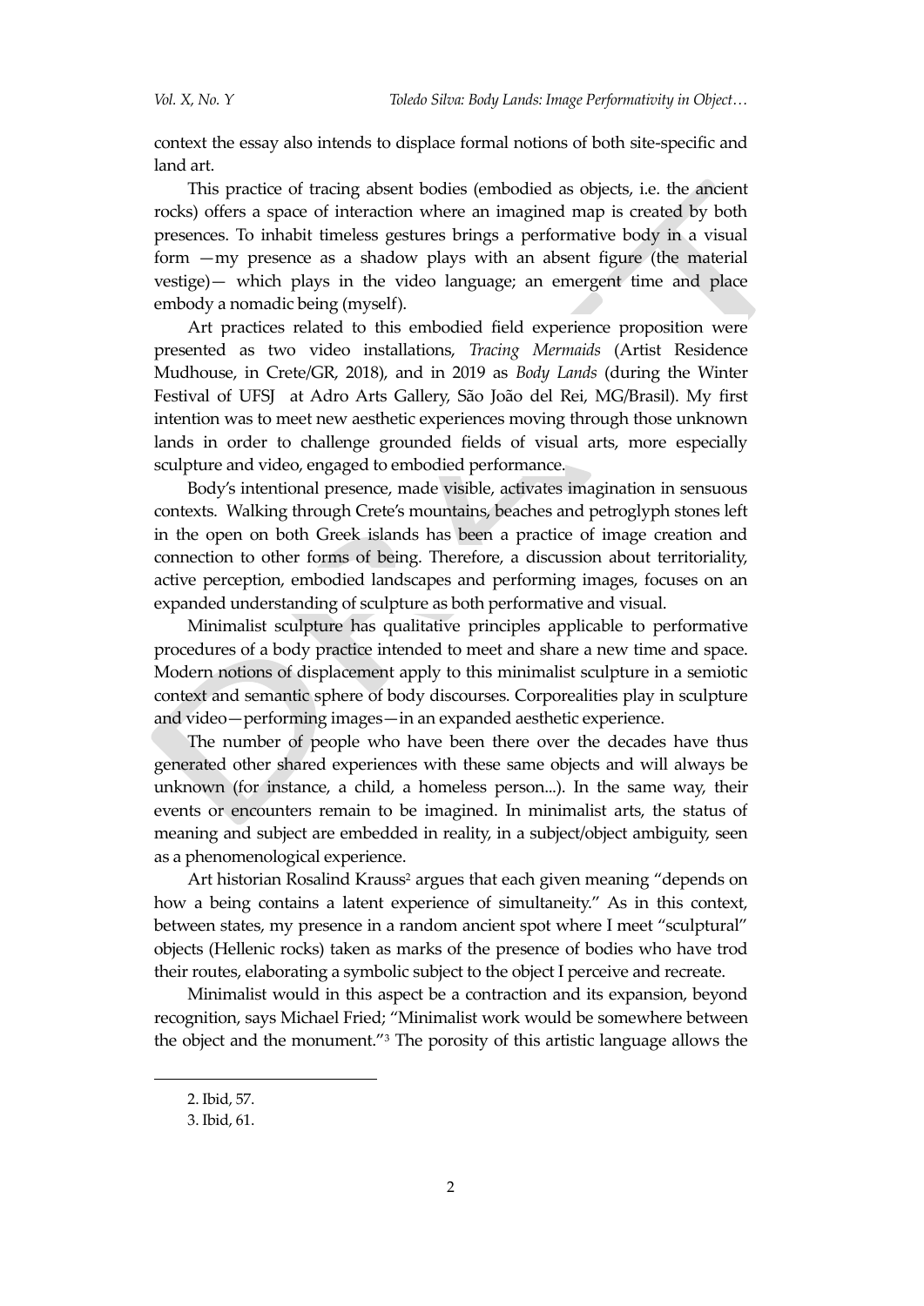context the essay also intends to displace formal notions of both site-specific and land art.

This practice of tracing absent bodies (embodied as objects, i.e. the ancient rocks) offers a space of interaction where an imagined map is created by both presences. To inhabit timeless gestures brings a performative body in a visual form —my presence as a shadow plays with an absent figure (the material vestige)— which plays in the video language; an emergent time and place embody a nomadic being (myself).

Art practices related to this embodied field experience proposition were presented as two video installations, *Tracing Mermaids* (Artist Residence Mudhouse, in Crete/GR, 2018), and in 2019 as *Body Lands* (during the Winter Festival of UFSJ at Adro Arts Gallery, São João del Rei, MG/Brasil). My first intention was to meet new aesthetic experiences moving through those unknown lands in order to challenge grounded fields of visual arts, more especially sculpture and video, engaged to embodied performance.

Body's intentional presence, made visible, activates imagination in sensuous contexts. Walking through Crete's mountains, beaches and petroglyph stones left in the open on both Greek islands has been a practice of image creation and connection to other forms of being. Therefore, a discussion about territoriality, active perception, embodied landscapes and performing images, focuses on an expanded understanding of sculpture as both performative and visual.

Minimalist sculpture has qualitative principles applicable to performative procedures of a body practice intended to meet and share a new time and space. Modern notions of displacement apply to this minimalist sculpture in a semiotic context and semantic sphere of body discourses. Corporealities play in sculpture and video—performing images—in an expanded aesthetic experience.

The number of people who have been there over the decades have thus generated other shared experiences with these same objects and will always be unknown (for instance, a child, a homeless person...). In the same way, their events or encounters remain to be imagined. In minimalist arts, the status of meaning and subject are embedded in reality, in a subject/object ambiguity, seen as a phenomenological experience.

Art historian Rosalind Krauss[2] argues that each given meaning "depends on how a being contains a latent experience of simultaneity." As in this context, between states, my presence in a random ancient spot where I meet "sculptural" objects (Hellenic rocks) taken as marks of the presence of bodies who have trod their routes, elaborating a symbolic subject to the object I perceive and recreate.

Minimalist would in this aspect be a contraction and its expansion, beyond recognition, says Michael Fried; "Minimalist work would be somewhere between the object and the monument."[3] The porosity of this artistic language allows the

2. Ibid, 57.

3. Ibid, 61.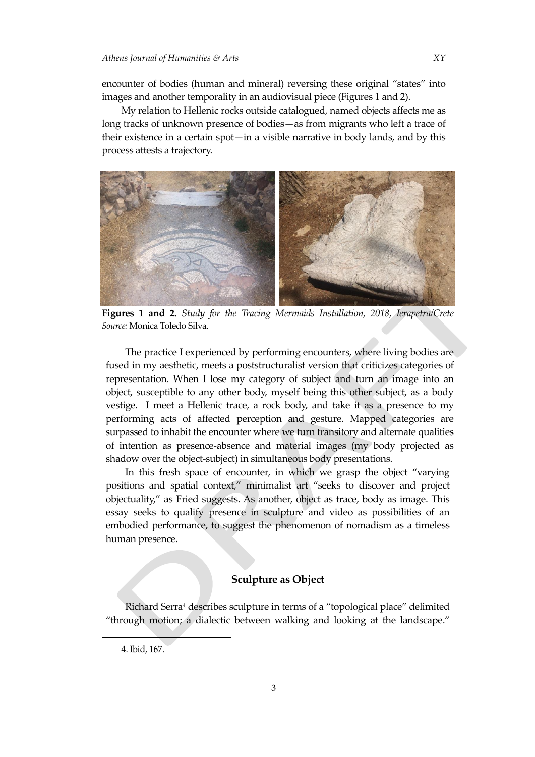encounter of bodies (human and mineral) reversing these original "states" into images and another temporality in an audiovisual piece (Figures 1 and 2).

My relation to Hellenic rocks outside catalogued, named objects affects me as long tracks of unknown presence of bodies—as from migrants who left a trace of their existence in a certain spot—in a visible narrative in body lands, and by this process attests a trajectory.

**Figures 1 and 2.** *Study for the Tracing Mermaids Installation, 2018, Ierapetra/Crete*
*Source:* Monica Toledo Silva.

The practice I experienced by performing encounters, where living bodies are fused in my aesthetic, meets a poststructuralist version that criticizes categories of representation. When I lose my category of subject and turn an image into an object, susceptible to any other body, myself being this other subject, as a body vestige. I meet a Hellenic trace, a rock body, and take it as a presence to my performing acts of affected perception and gesture. Mapped categories are surpassed to inhabit the encounter where we turn transitory and alternate qualities of intention as presence-absence and material images (my body projected as shadow over the object-subject) in simultaneous body presentations.

In this fresh space of encounter, in which we grasp the object "varying positions and spatial context," minimalist art "seeks to discover and project objectuality," as Fried suggests. As another, object as trace, body as image. This essay seeks to qualify presence in sculpture and video as possibilities of an embodied performance, to suggest the phenomenon of nomadism as a timeless human presence.

## Sculpture as Object

Richard Serra[4] describes sculpture in terms of a "topological place" delimited "through motion; a dialectic between walking and looking at the landscape."

4. Ibid, 167.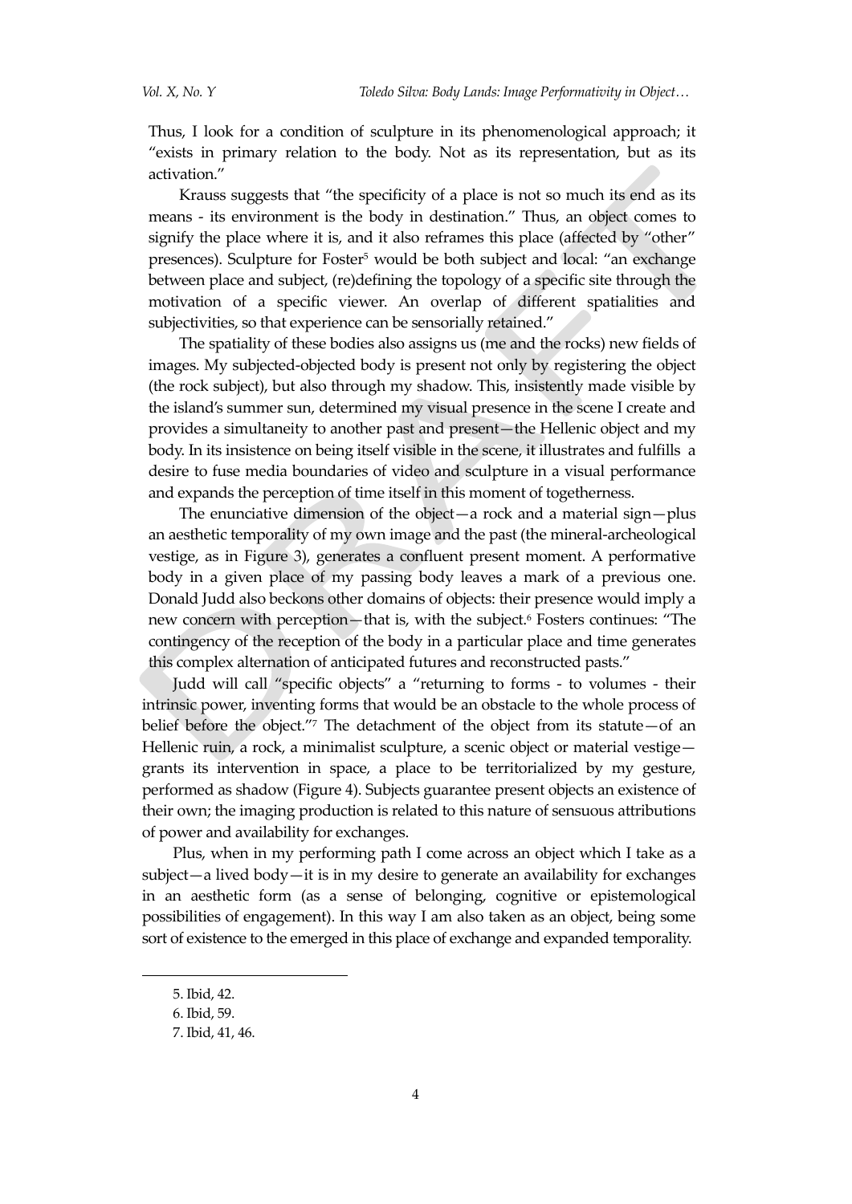Thus, I look for a condition of sculpture in its phenomenological approach; it "exists in primary relation to the body. Not as its representation, but as its activation."

Krauss suggests that "the specificity of a place is not so much its end as its means - its environment is the body in destination." Thus, an object comes to signify the place where it is, and it also reframes this place (affected by "other" presences). Sculpture for Foster[5] would be both subject and local: "an exchange between place and subject, (re)defining the topology of a specific site through the motivation of a specific viewer. An overlap of different spatialities and subjectivities, so that experience can be sensorially retained."

The spatiality of these bodies also assigns us (me and the rocks) new fields of images. My subjected-objected body is present not only by registering the object (the rock subject), but also through my shadow. This, insistently made visible by the island's summer sun, determined my visual presence in the scene I create and provides a simultaneity to another past and present—the Hellenic object and my body. In its insistence on being itself visible in the scene, it illustrates and fulfills a desire to fuse media boundaries of video and sculpture in a visual performance and expands the perception of time itself in this moment of togetherness.

The enunciative dimension of the object—a rock and a material sign—plus an aesthetic temporality of my own image and the past (the mineral-archeological vestige, as in Figure 3), generates a confluent present moment. A performative body in a given place of my passing body leaves a mark of a previous one. Donald Judd also beckons other domains of objects: their presence would imply a new concern with perception—that is, with the subject.[6] Fosters continues: "The contingency of the reception of the body in a particular place and time generates this complex alternation of anticipated futures and reconstructed pasts."

Judd will call "specific objects" a "returning to forms - to volumes - their intrinsic power, inventing forms that would be an obstacle to the whole process of belief before the object."[7] The detachment of the object from its statute—of an Hellenic ruin, a rock, a minimalist sculpture, a scenic object or material vestige—grants its intervention in space, a place to be territorialized by my gesture, performed as shadow (Figure 4). Subjects guarantee present objects an existence of their own; the imaging production is related to this nature of sensuous attributions of power and availability for exchanges.

Plus, when in my performing path I come across an object which I take as a subject—a lived body—it is in my desire to generate an availability for exchanges in an aesthetic form (as a sense of belonging, cognitive or epistemological possibilities of engagement). In this way I am also taken as an object, being some sort of existence to the emerged in this place of exchange and expanded temporality.

---

5. Ibid, 42.

6. Ibid, 59.

7. Ibid, 41, 46.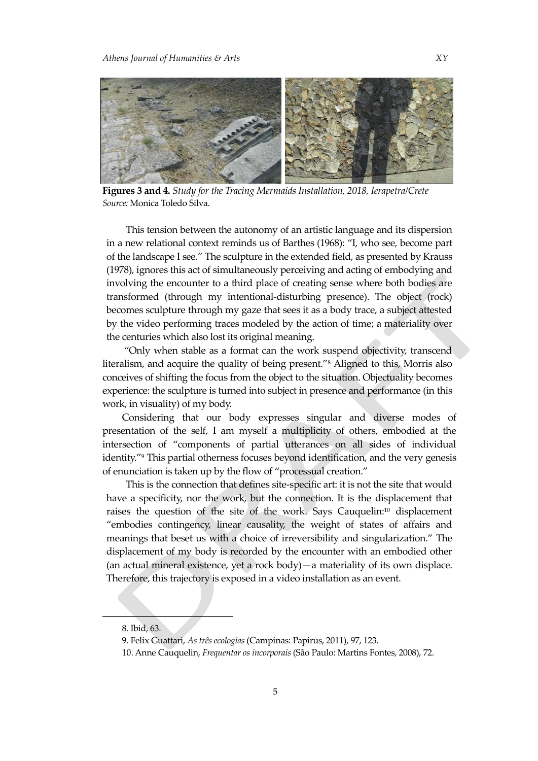**Figures 3 and 4.** *Study for the Tracing Mermaids Installation, 2018, Ierapetra/Crete*
*Source:* Monica Toledo Silva.

This tension between the autonomy of an artistic language and its dispersion in a new relational context reminds us of Barthes (1968): "I, who see, become part of the landscape I see." The sculpture in the extended field, as presented by Krauss (1978), ignores this act of simultaneously perceiving and acting of embodying and involving the encounter to a third place of creating sense where both bodies are transformed (through my intentional-disturbing presence). The object (rock) becomes sculpture through my gaze that sees it as a body trace, a subject attested by the video performing traces modeled by the action of time; a materiality over the centuries which also lost its original meaning.

"Only when stable as a format can the work suspend objectivity, transcend literalism, and acquire the quality of being present."[8] Aligned to this, Morris also conceives of shifting the focus from the object to the situation. Objectuality becomes experience: the sculpture is turned into subject in presence and performance (in this work, in visuality) of my body.

Considering that our body expresses singular and diverse modes of presentation of the self, I am myself a multiplicity of others, embodied at the intersection of "components of partial utterances on all sides of individual identity."[9] This partial otherness focuses beyond identification, and the very genesis of enunciation is taken up by the flow of "processual creation."

This is the connection that defines site-specific art: it is not the site that would have a specificity, nor the work, but the connection. It is the displacement that raises the question of the site of the work. Says Cauquelin:[10] displacement "embodies contingency, linear causality, the weight of states of affairs and meanings that beset us with a choice of irreversibility and singularization." The displacement of my body is recorded by the encounter with an embodied other (an actual mineral existence, yet a rock body)—a materiality of its own displace. Therefore, this trajectory is exposed in a video installation as an event.

8. Ibid, 63.

9. Felix Guattari, *As três ecologias* (Campinas: Papirus, 2011), 97, 123.

10. Anne Cauquelin, *Frequentar os incorporais* (São Paulo: Martins Fontes, 2008), 72.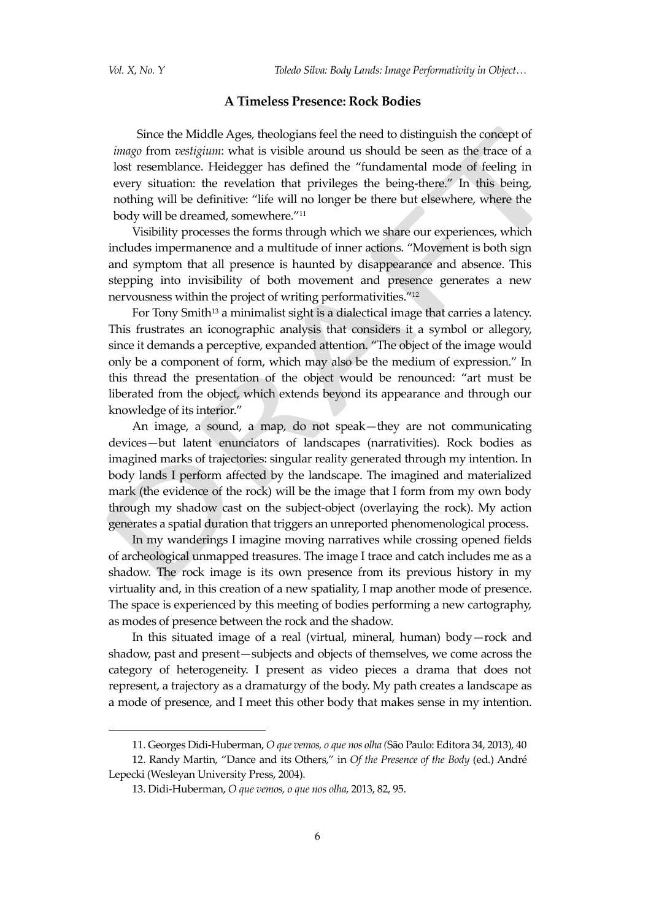## A Timeless Presence: Rock Bodies

Since the Middle Ages, theologians feel the need to distinguish the concept of *imago* from *vestigium*: what is visible around us should be seen as the trace of a lost resemblance. Heidegger has defined the "fundamental mode of feeling in every situation: the revelation that privileges the being-there." In this being, nothing will be definitive: "life will no longer be there but elsewhere, where the body will be dreamed, somewhere."[11]

Visibility processes the forms through which we share our experiences, which includes impermanence and a multitude of inner actions. "Movement is both sign and symptom that all presence is haunted by disappearance and absence. This stepping into invisibility of both movement and presence generates a new nervousness within the project of writing performativities."[12]

For Tony Smith[13] a minimalist sight is a dialectical image that carries a latency. This frustrates an iconographic analysis that considers it a symbol or allegory, since it demands a perceptive, expanded attention. "The object of the image would only be a component of form, which may also be the medium of expression." In this thread the presentation of the object would be renounced: "art must be liberated from the object, which extends beyond its appearance and through our knowledge of its interior."

An image, a sound, a map, do not speak—they are not communicating devices—but latent enunciators of landscapes (narrativities). Rock bodies as imagined marks of trajectories: singular reality generated through my intention. In body lands I perform affected by the landscape. The imagined and materialized mark (the evidence of the rock) will be the image that I form from my own body through my shadow cast on the subject-object (overlaying the rock). My action generates a spatial duration that triggers an unreported phenomenological process.

In my wanderings I imagine moving narratives while crossing opened fields of archeological unmapped treasures. The image I trace and catch includes me as a shadow. The rock image is its own presence from its previous history in my virtuality and, in this creation of a new spatiality, I map another mode of presence. The space is experienced by this meeting of bodies performing a new cartography, as modes of presence between the rock and the shadow.

In this situated image of a real (virtual, mineral, human) body—rock and shadow, past and present—subjects and objects of themselves, we come across the category of heterogeneity. I present as video pieces a drama that does not represent, a trajectory as a dramaturgy of the body. My path creates a landscape as a mode of presence, and I meet this other body that makes sense in my intention.

---

11. Georges Didi-Huberman, *O que vemos, o que nos olha (*São Paulo: Editora 34, 2013), 40

12. Randy Martin, "Dance and its Others," in *Of the Presence of the Body* (ed.) André Lepecki (Wesleyan University Press, 2004).

13. Didi-Huberman, *O que vemos, o que nos olha,* 2013, 82, 95.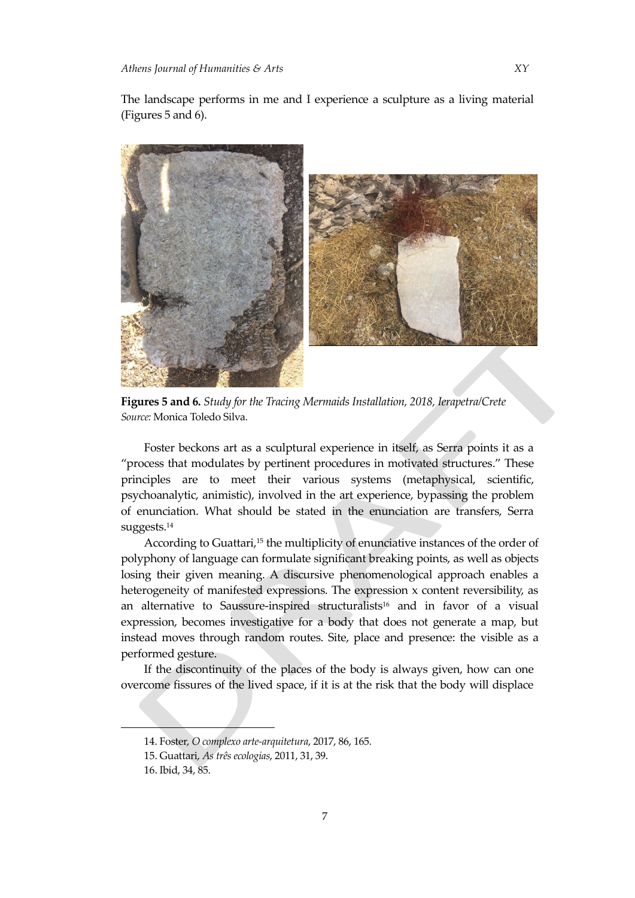The landscape performs in me and I experience a sculpture as a living material (Figures 5 and 6).

**Figures 5 and 6.** *Study for the Tracing Mermaids Installation, 2018, Ierapetra/Crete*
*Source:* Monica Toledo Silva.

Foster beckons art as a sculptural experience in itself, as Serra points it as a "process that modulates by pertinent procedures in motivated structures." These principles are to meet their various systems (metaphysical, scientific, psychoanalytic, animistic), involved in the art experience, bypassing the problem of enunciation. What should be stated in the enunciation are transfers, Serra suggests.[14]

According to Guattari,[15] the multiplicity of enunciative instances of the order of polyphony of language can formulate significant breaking points, as well as objects losing their given meaning. A discursive phenomenological approach enables a heterogeneity of manifested expressions. The expression x content reversibility, as an alternative to Saussure-inspired structuralists[16] and in favor of a visual expression, becomes investigative for a body that does not generate a map, but instead moves through random routes. Site, place and presence: the visible as a performed gesture.

If the discontinuity of the places of the body is always given, how can one overcome fissures of the lived space, if it is at the risk that the body will displace

14. Foster, *O complexo arte-arquitetura*, 2017, 86, 165.
15. Guattari, *As três ecologias*, 2011, 31, 39.
16. Ibid, 34, 85.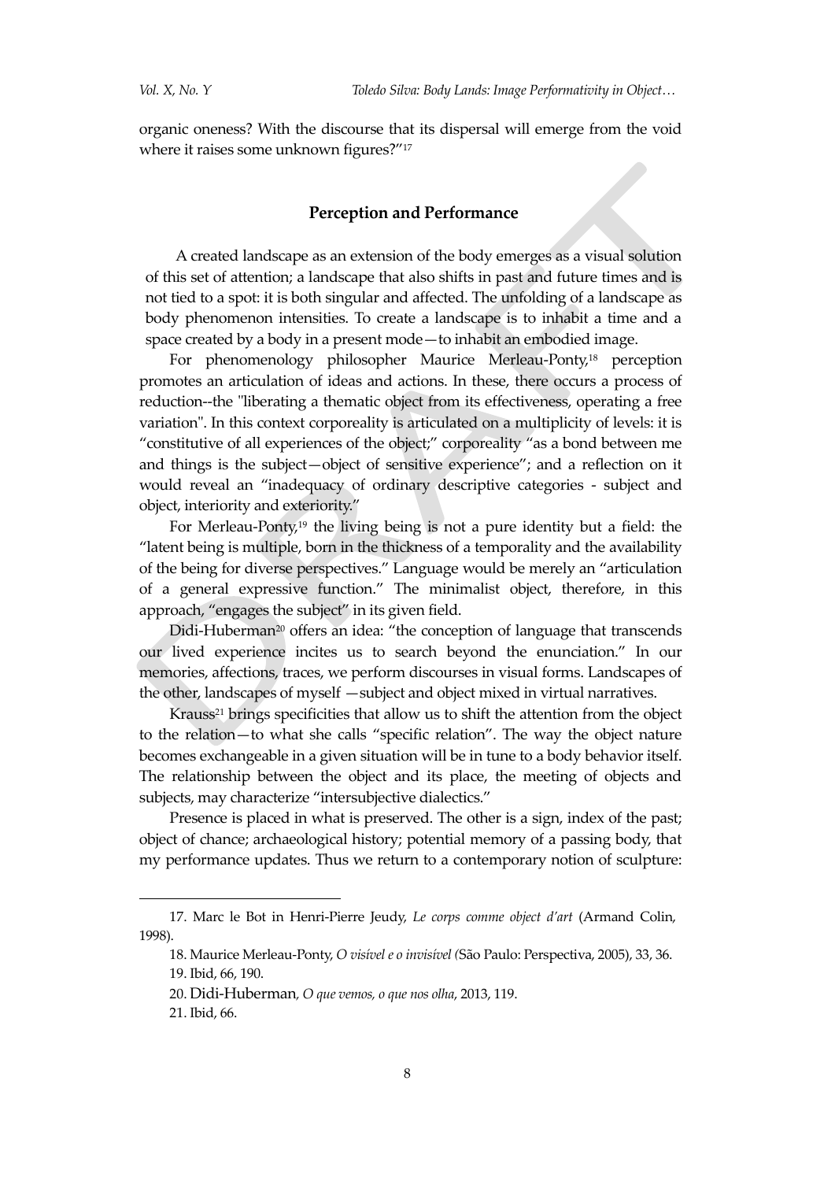organic oneness? With the discourse that its dispersal will emerge from the void where it raises some unknown figures?"[17]

## Perception and Performance

A created landscape as an extension of the body emerges as a visual solution of this set of attention; a landscape that also shifts in past and future times and is not tied to a spot: it is both singular and affected. The unfolding of a landscape as body phenomenon intensities. To create a landscape is to inhabit a time and a space created by a body in a present mode—to inhabit an embodied image.

For phenomenology philosopher Maurice Merleau-Ponty,[18] perception promotes an articulation of ideas and actions. In these, there occurs a process of reduction--the "liberating a thematic object from its effectiveness, operating a free variation". In this context corporeality is articulated on a multiplicity of levels: it is "constitutive of all experiences of the object;" corporeality "as a bond between me and things is the subject—object of sensitive experience"; and a reflection on it would reveal an "inadequacy of ordinary descriptive categories - subject and object, interiority and exteriority."

For Merleau-Ponty,[19] the living being is not a pure identity but a field: the "latent being is multiple, born in the thickness of a temporality and the availability of the being for diverse perspectives." Language would be merely an "articulation of a general expressive function." The minimalist object, therefore, in this approach, "engages the subject" in its given field.

Didi-Huberman[20] offers an idea: "the conception of language that transcends our lived experience incites us to search beyond the enunciation." In our memories, affections, traces, we perform discourses in visual forms. Landscapes of the other, landscapes of myself —subject and object mixed in virtual narratives.

Krauss[21] brings specificities that allow us to shift the attention from the object to the relation—to what she calls "specific relation". The way the object nature becomes exchangeable in a given situation will be in tune to a body behavior itself. The relationship between the object and its place, the meeting of objects and subjects, may characterize "intersubjective dialectics."

Presence is placed in what is preserved. The other is a sign, index of the past; object of chance; archaeological history; potential memory of a passing body, that my performance updates. Thus we return to a contemporary notion of sculpture:

---

17. Marc le Bot in Henri-Pierre Jeudy, *Le corps comme object d'art* (Armand Colin, 1998).

18. Maurice Merleau-Ponty, *O visível e o invisível (*São Paulo: Perspectiva, 2005), 33, 36.

19. Ibid, 66, 190.

20. Didi-Huberman, *O que vemos, o que nos olha*, 2013, 119.

21. Ibid, 66.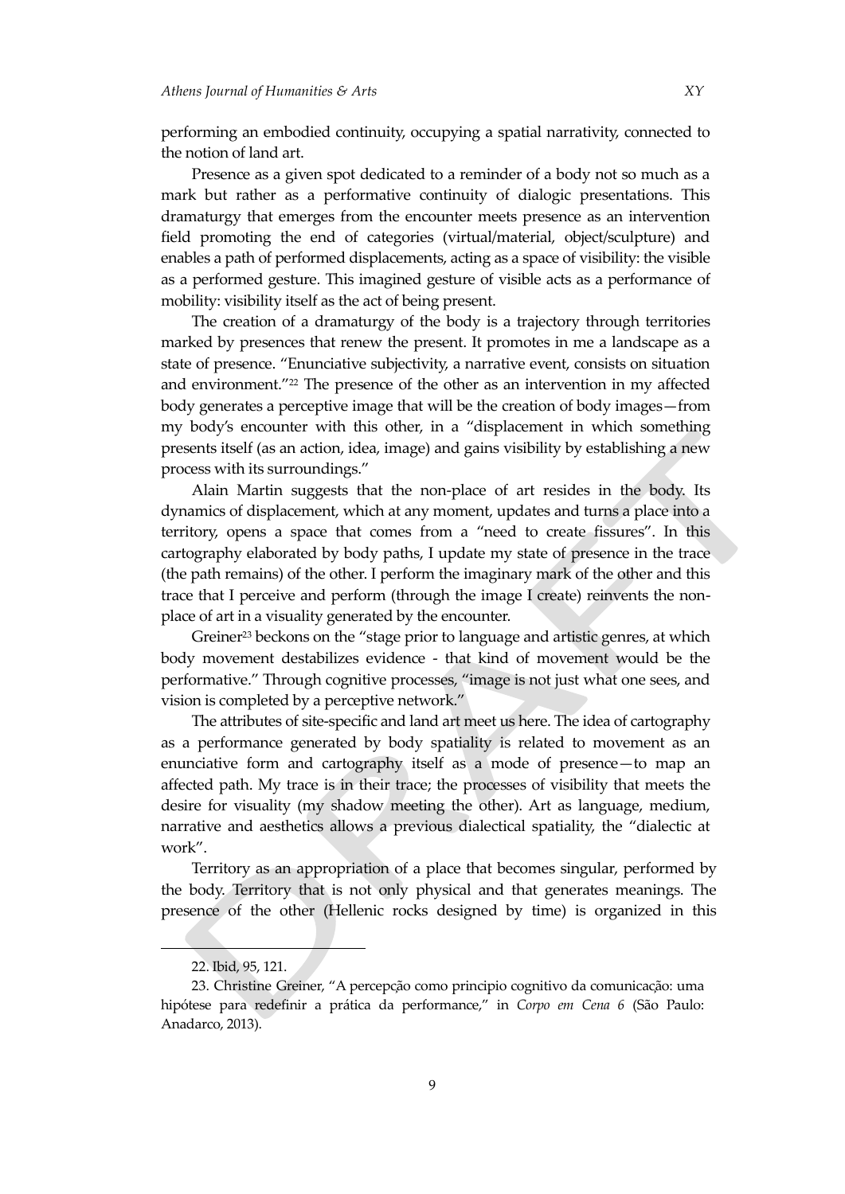performing an embodied continuity, occupying a spatial narrativity, connected to the notion of land art.

Presence as a given spot dedicated to a reminder of a body not so much as a mark but rather as a performative continuity of dialogic presentations. This dramaturgy that emerges from the encounter meets presence as an intervention field promoting the end of categories (virtual/material, object/sculpture) and enables a path of performed displacements, acting as a space of visibility: the visible as a performed gesture. This imagined gesture of visible acts as a performance of mobility: visibility itself as the act of being present.

The creation of a dramaturgy of the body is a trajectory through territories marked by presences that renew the present. It promotes in me a landscape as a state of presence. "Enunciative subjectivity, a narrative event, consists on situation and environment."[22] The presence of the other as an intervention in my affected body generates a perceptive image that will be the creation of body images—from my body's encounter with this other, in a "displacement in which something presents itself (as an action, idea, image) and gains visibility by establishing a new process with its surroundings."

Alain Martin suggests that the non-place of art resides in the body. Its dynamics of displacement, which at any moment, updates and turns a place into a territory, opens a space that comes from a "need to create fissures". In this cartography elaborated by body paths, I update my state of presence in the trace (the path remains) of the other. I perform the imaginary mark of the other and this trace that I perceive and perform (through the image I create) reinvents the non-place of art in a visuality generated by the encounter.

Greiner[23] beckons on the "stage prior to language and artistic genres, at which body movement destabilizes evidence - that kind of movement would be the performative." Through cognitive processes, "image is not just what one sees, and vision is completed by a perceptive network."

The attributes of site-specific and land art meet us here. The idea of cartography as a performance generated by body spatiality is related to movement as an enunciative form and cartography itself as a mode of presence—to map an affected path. My trace is in their trace; the processes of visibility that meets the desire for visuality (my shadow meeting the other). Art as language, medium, narrative and aesthetics allows a previous dialectical spatiality, the "dialectic at work".

Territory as an appropriation of a place that becomes singular, performed by the body. Territory that is not only physical and that generates meanings. The presence of the other (Hellenic rocks designed by time) is organized in this

---

22. Ibid, 95, 121.

23. Christine Greiner, "A percepção como principio cognitivo da comunicação: uma hipótese para redefinir a prática da performance," in *Corpo em Cena 6* (São Paulo: Anadarco, 2013).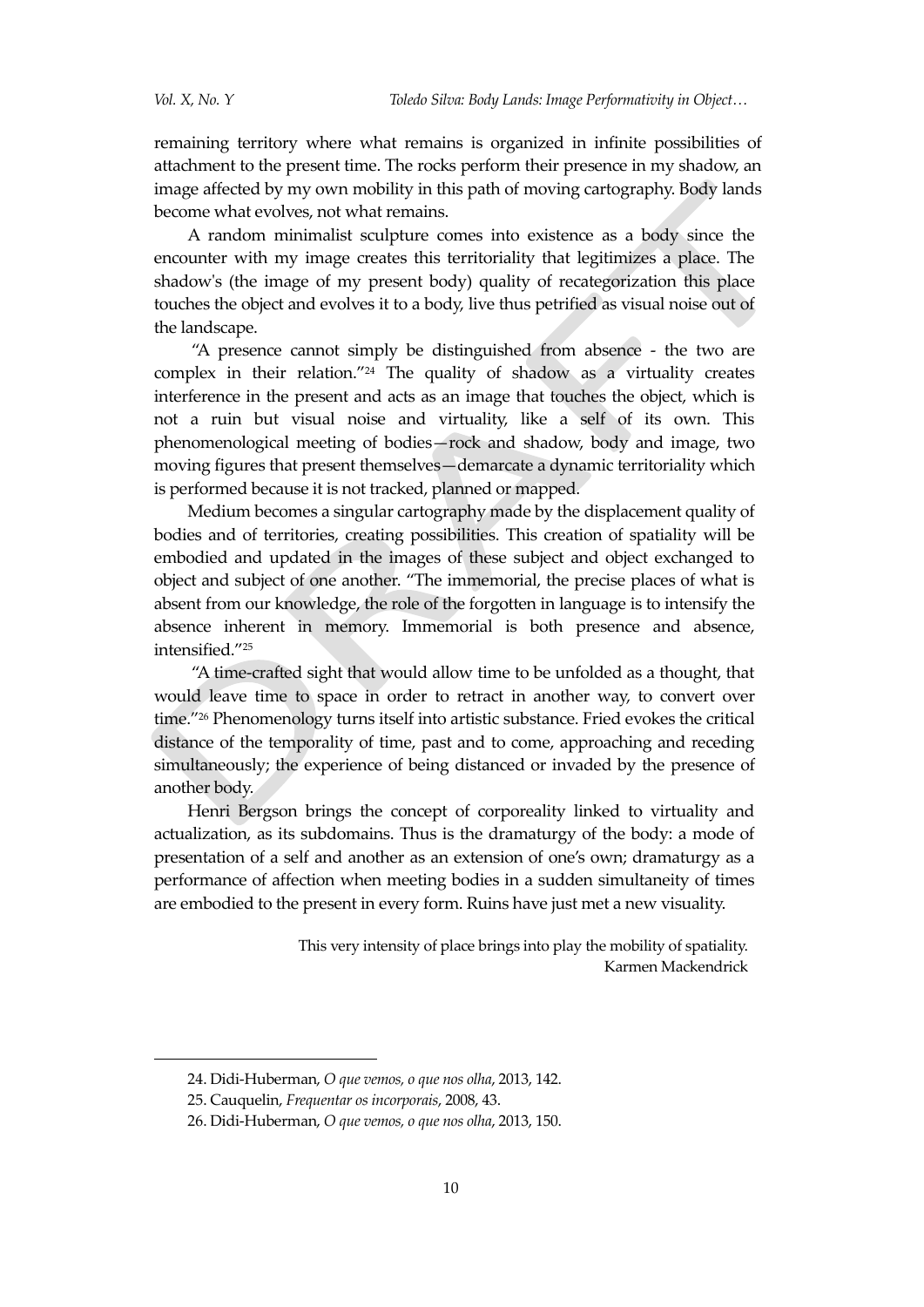remaining territory where what remains is organized in infinite possibilities of attachment to the present time. The rocks perform their presence in my shadow, an image affected by my own mobility in this path of moving cartography. Body lands become what evolves, not what remains.

A random minimalist sculpture comes into existence as a body since the encounter with my image creates this territoriality that legitimizes a place. The shadow's (the image of my present body) quality of recategorization this place touches the object and evolves it to a body, live thus petrified as visual noise out of the landscape.

"A presence cannot simply be distinguished from absence - the two are complex in their relation."[24] The quality of shadow as a virtuality creates interference in the present and acts as an image that touches the object, which is not a ruin but visual noise and virtuality, like a self of its own. This phenomenological meeting of bodies—rock and shadow, body and image, two moving figures that present themselves—demarcate a dynamic territoriality which is performed because it is not tracked, planned or mapped.

Medium becomes a singular cartography made by the displacement quality of bodies and of territories, creating possibilities. This creation of spatiality will be embodied and updated in the images of these subject and object exchanged to object and subject of one another. "The immemorial, the precise places of what is absent from our knowledge, the role of the forgotten in language is to intensify the absence inherent in memory. Immemorial is both presence and absence, intensified."[25]

"A time-crafted sight that would allow time to be unfolded as a thought, that would leave time to space in order to retract in another way, to convert over time."[26] Phenomenology turns itself into artistic substance. Fried evokes the critical distance of the temporality of time, past and to come, approaching and receding simultaneously; the experience of being distanced or invaded by the presence of another body.

Henri Bergson brings the concept of corporeality linked to virtuality and actualization, as its subdomains. Thus is the dramaturgy of the body: a mode of presentation of a self and another as an extension of one's own; dramaturgy as a performance of affection when meeting bodies in a sudden simultaneity of times are embodied to the present in every form. Ruins have just met a new visuality.

> This very intensity of place brings into play the mobility of spatiality.
> Karmen Mackendrick

---

24. Didi-Huberman, *O que vemos, o que nos olha*, 2013, 142.

25. Cauquelin, *Frequentar os incorporais*, 2008, 43.

26. Didi-Huberman, *O que vemos, o que nos olha*, 2013, 150.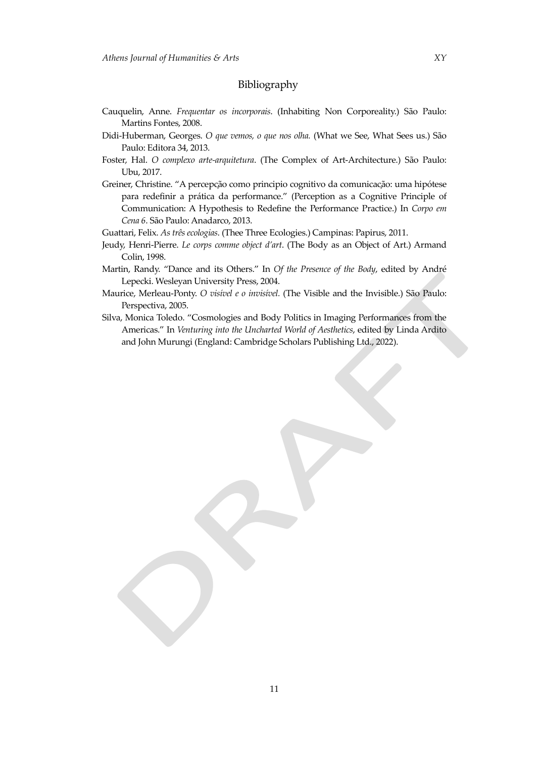## Bibliography

Cauquelin, Anne. *Frequentar os incorporais*. (Inhabiting Non Corporeality.) São Paulo: Martins Fontes, 2008.

Didi-Huberman, Georges. *O que vemos, o que nos olha.* (What we See, What Sees us.) São Paulo: Editora 34, 2013.

Foster, Hal. *O complexo arte-arquitetura*. (The Complex of Art-Architecture.) São Paulo: Ubu, 2017.

Greiner, Christine. "A percepção como principio cognitivo da comunicação: uma hipótese para redefinir a prática da performance." (Perception as a Cognitive Principle of Communication: A Hypothesis to Redefine the Performance Practice.) In *Corpo em Cena 6*. São Paulo: Anadarco, 2013.

Guattari, Felix. *As três ecologias*. (Thee Three Ecologies.) Campinas: Papirus, 2011.

Jeudy, Henri-Pierre. *Le corps comme object d'art*. (The Body as an Object of Art.) Armand Colin, 1998.

Martin, Randy. "Dance and its Others." In *Of the Presence of the Body*, edited by André Lepecki. Wesleyan University Press, 2004.

Maurice, Merleau-Ponty. *O visível e o invisível.* (The Visible and the Invisible.) São Paulo: Perspectiva, 2005.

Silva, Monica Toledo. "Cosmologies and Body Politics in Imaging Performances from the Americas." In *Venturing into the Uncharted World of Aesthetics*, edited by Linda Ardito and John Murungi (England: Cambridge Scholars Publishing Ltd., 2022).